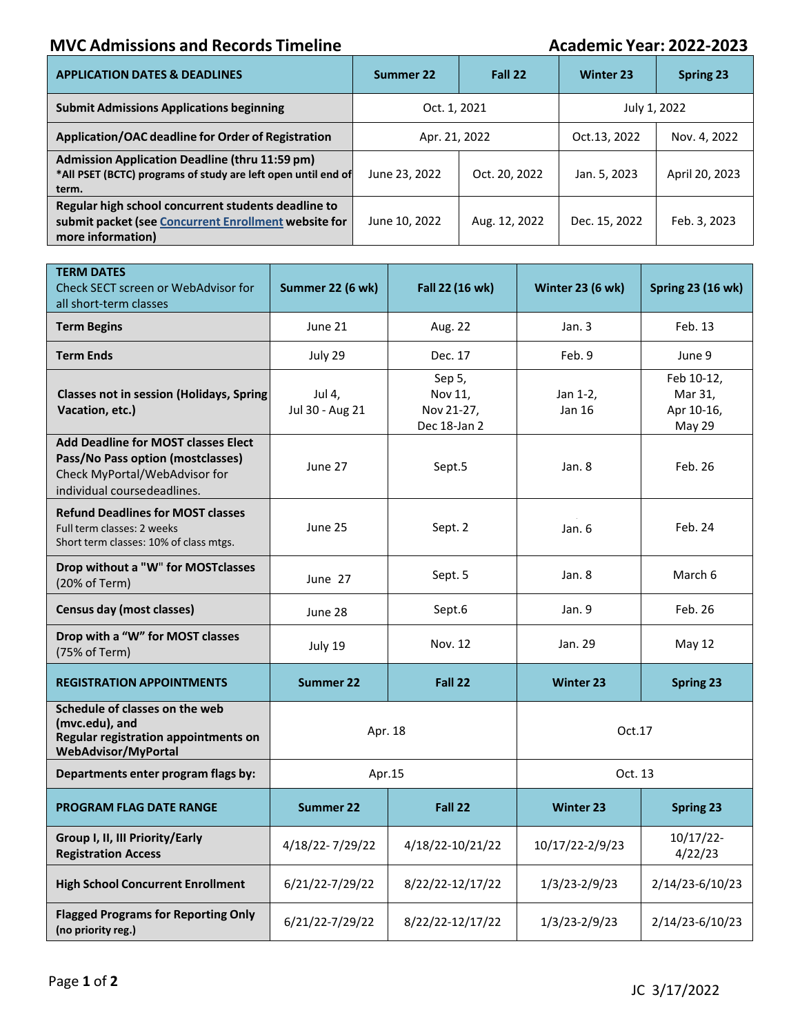# MVC Admissions and Records Timeline

**Academic Year: 2022-2023**

| APPLICATION DATES & DEADLINES | Summer 22 | Fall 22 | Winter 23 | Spring 23 |
|---|---|---|---|---|
| **Submit Admissions Applications beginning** | Oct. 1, 2021 | | July 1, 2022 | |
| **Application/OAC deadline for Order of Registration** | Apr. 21, 2022 | | Oct.13, 2022 | Nov. 4, 2022 |
| **Admission Application Deadline (thru 11:59 pm)** *All PSET (BCTC) programs of study are left open until end of term. | June 23, 2022 | Oct. 20, 2022 | Jan. 5, 2023 | April 20, 2023 |
| **Regular high school concurrent students deadline to submit packet (see Concurrent Enrollment website for more information)** | June 10, 2022 | Aug. 12, 2022 | Dec. 15, 2022 | Feb. 3, 2023 |

| **TERM DATES** Check SECT screen or WebAdvisor for all short-term classes | Summer 22 (6 wk) | Fall 22 (16 wk) | Winter 23 (6 wk) | Spring 23 (16 wk) |
|---|---|---|---|---|
| **Term Begins** | June 21 | Aug. 22 | Jan. 3 | Feb. 13 |
| **Term Ends** | July 29 | Dec. 17 | Feb. 9 | June 9 |
| **Classes not in session (Holidays, Spring Vacation, etc.)** | Jul 4, Jul 30 - Aug 21 | Sep 5, Nov 11, Nov 21-27, Dec 18-Jan 2 | Jan 1-2, Jan 16 | Feb 10-12, Mar 31, Apr 10-16, May 29 |
| **Add Deadline for MOST classes Elect Pass/No Pass option (mostclasses)** Check MyPortal/WebAdvisor for individual coursedeadlines. | June 27 | Sept.5 | Jan. 8 | Feb. 26 |
| **Refund Deadlines for MOST classes** Full term classes: 2 weeks Short term classes: 10% of class mtgs. | June 25 | Sept. 2 | Jan. 6 | Feb. 24 |
| **Drop without a "W" for MOSTclasses** (20% of Term) | June 27 | Sept. 5 | Jan. 8 | March 6 |
| **Census day (most classes)** | June 28 | Sept.6 | Jan. 9 | Feb. 26 |
| **Drop with a "W" for MOST classes** (75% of Term) | July 19 | Nov. 12 | Jan. 29 | May 12 |
| **REGISTRATION APPOINTMENTS** | **Summer 22** | **Fall 22** | **Winter 23** | **Spring 23** |
| **Schedule of classes on the web (mvc.edu), and Regular registration appointments on WebAdvisor/MyPortal** | Apr. 18 | | Oct.17 | |
| **Departments enter program flags by:** | Apr.15 | | Oct. 13 | |
| **PROGRAM FLAG DATE RANGE** | **Summer 22** | **Fall 22** | **Winter 23** | **Spring 23** |
| **Group I, II, III Priority/Early Registration Access** | 4/18/22- 7/29/22 | 4/18/22-10/21/22 | 10/17/22-2/9/23 | 10/17/22-4/22/23 |
| **High School Concurrent Enrollment** | 6/21/22-7/29/22 | 8/22/22-12/17/22 | 1/3/23-2/9/23 | 2/14/23-6/10/23 |
| **Flagged Programs for Reporting Only** (no priority reg.) | 6/21/22-7/29/22 | 8/22/22-12/17/22 | 1/3/23-2/9/23 | 2/14/23-6/10/23 |

JC 3/17/2022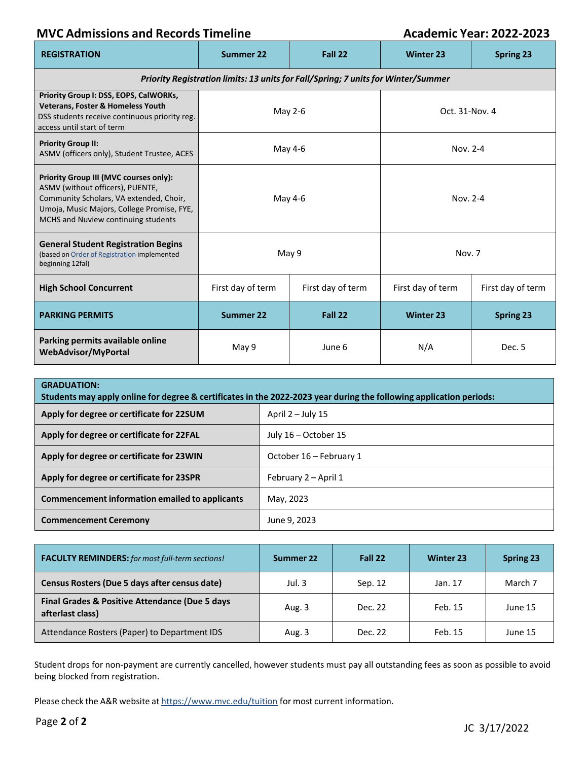## MVC Admissions and Records Timeline — Academic Year: 2022-2023

| REGISTRATION | Summer 22 | Fall 22 | Winter 23 | Spring 23 |
|---|---|---|---|---|
| *Priority Registration limits: 13 units for Fall/Spring; 7 units for Winter/Summer* | | | | |
| **Priority Group I: DSS, EOPS, CalWORKs, Veterans, Foster & Homeless Youth** DSS students receive continuous priority reg. access until start of term | May 2-6 | | Oct. 31-Nov. 4 | |
| **Priority Group II:** ASMV (officers only), Student Trustee, ACES | May 4-6 | | Nov. 2-4 | |
| **Priority Group III (MVC courses only):** ASMV (without officers), PUENTE, Community Scholars, VA extended, Choir, Umoja, Music Majors, College Promise, FYE, MCHS and Nuview continuing students | May 4-6 | | Nov. 2-4 | |
| **General Student Registration Begins** (based on Order of Registration implemented beginning 12fal) | May 9 | | Nov. 7 | |
| **High School Concurrent** | First day of term | First day of term | First day of term | First day of term |
| **PARKING PERMITS** | **Summer 22** | **Fall 22** | **Winter 23** | **Spring 23** |
| **Parking permits available online WebAdvisor/MyPortal** | May 9 | June 6 | N/A | Dec. 5 |

| **GRADUATION:** Students may apply online for degree & certificates in the 2022-2023 year during the following application periods: | |
|---|---|
| **Apply for degree or certificate for 22SUM** | April 2 – July 15 |
| **Apply for degree or certificate for 22FAL** | July 16 – October 15 |
| **Apply for degree or certificate for 23WIN** | October 16 – February 1 |
| **Apply for degree or certificate for 23SPR** | February 2 – April 1 |
| **Commencement information emailed to applicants** | May, 2023 |
| **Commencement Ceremony** | June 9, 2023 |

| **FACULTY REMINDERS:** *for most full-term sections!* | Summer 22 | Fall 22 | Winter 23 | Spring 23 |
|---|---|---|---|---|
| **Census Rosters (Due 5 days after census date)** | Jul. 3 | Sep. 12 | Jan. 17 | March 7 |
| **Final Grades & Positive Attendance (Due 5 days afterlast class)** | Aug. 3 | Dec. 22 | Feb. 15 | June 15 |
| Attendance Rosters (Paper) to Department IDS | Aug. 3 | Dec. 22 | Feb. 15 | June 15 |

Student drops for non-payment are currently cancelled, however students must pay all outstanding fees as soon as possible to avoid being blocked from registration.

Please check the A&R website at https://www.mvc.edu/tuition for most current information.

JC 3/17/2022